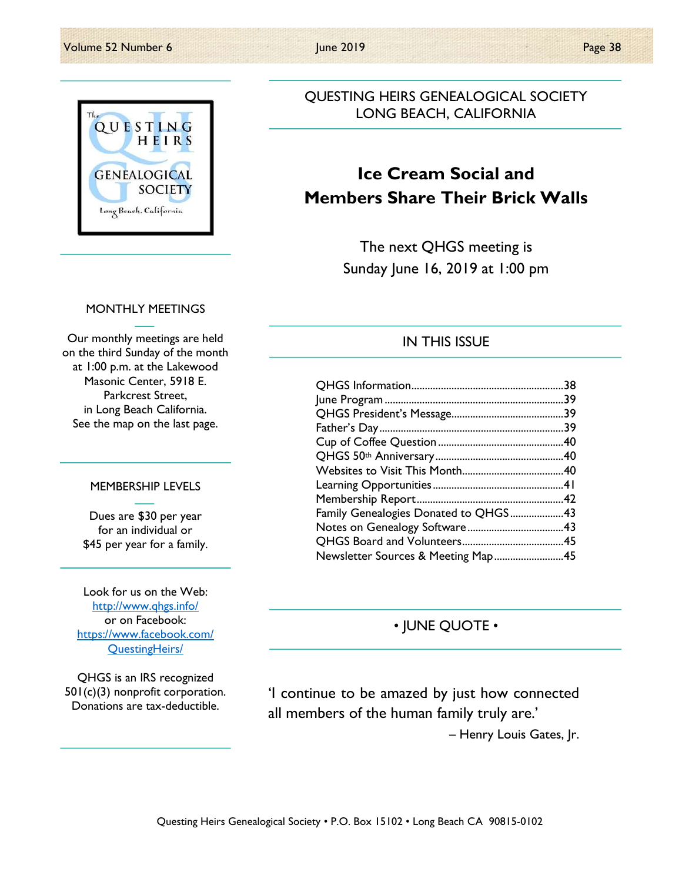# QUESTING HEIRS GENEALOGICAL SOCIETY
## LONG BEACH, CALIFORNIA

## Ice Cream Social and Members Share Their Brick Walls

The next QHGS meeting is
Sunday June 16, 2019 at 1:00 pm

### IN THIS ISSUE

- QHGS Information........38
- June Program........39
- QHGS President's Message........39
- Father's Day........39
- Cup of Coffee Question........40
- QHGS 50th Anniversary........40
- Websites to Visit This Month........40
- Learning Opportunities........41
- Membership Report........42
- Family Genealogies Donated to QHGS........43
- Notes on Genealogy Software........43
- QHGS Board and Volunteers........45
- Newsletter Sources & Meeting Map........45

### • JUNE QUOTE •

'I continue to be amazed by just how connected all members of the human family truly are.'

– Henry Louis Gates, Jr.

### MONTHLY MEETINGS

Our monthly meetings are held on the third Sunday of the month at 1:00 p.m. at the Lakewood Masonic Center, 5918 E. Parkcrest Street, in Long Beach California. See the map on the last page.

### MEMBERSHIP LEVELS

Dues are $30 per year for an individual or $45 per year for a family.

Look for us on the Web: http://www.qhgs.info/
or on Facebook: https://www.facebook.com/QuestingHeirs/

QHGS is an IRS recognized 501(c)(3) nonprofit corporation. Donations are tax-deductible.

Questing Heirs Genealogical Society • P.O. Box 15102 • Long Beach CA 90815-0102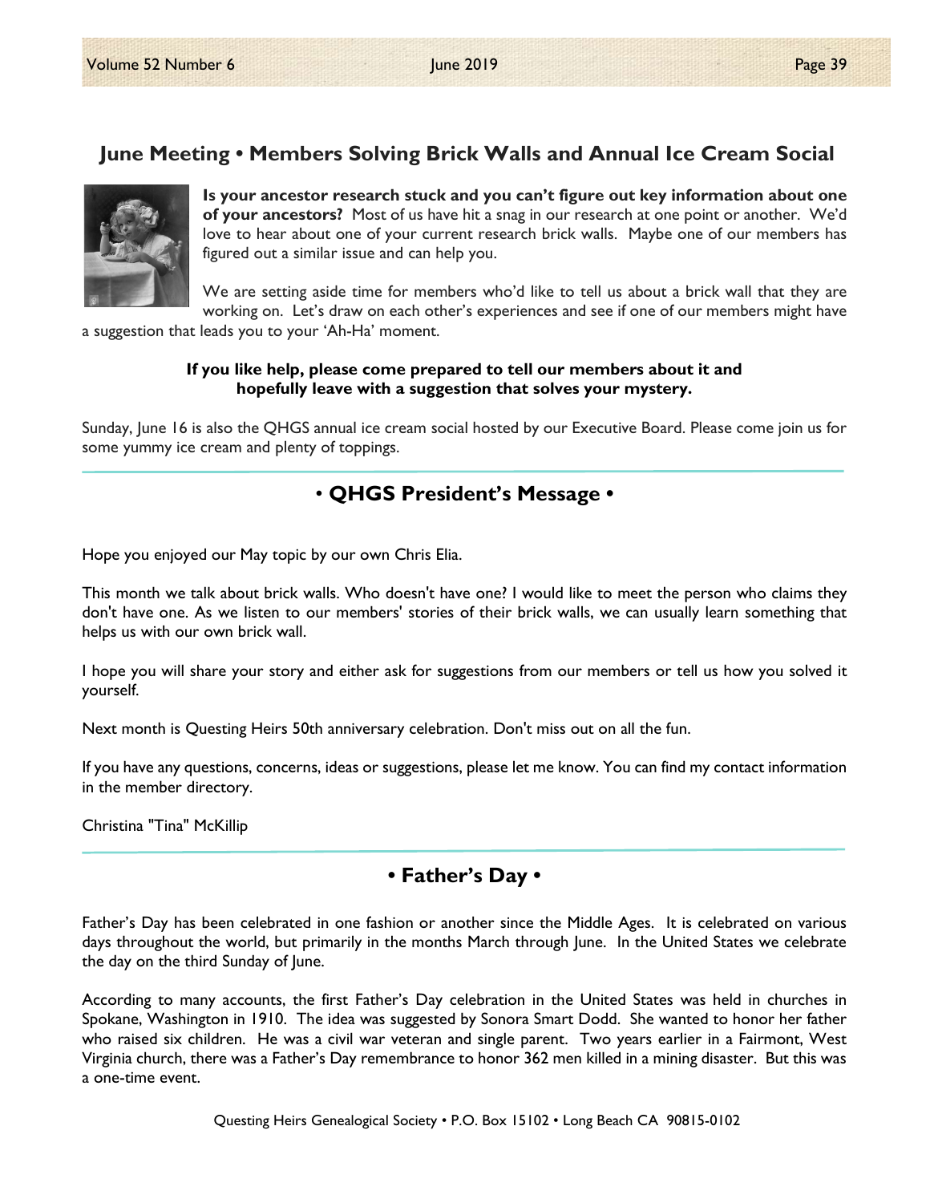## June Meeting • Members Solving Brick Walls and Annual Ice Cream Social

**Is your ancestor research stuck and you can't figure out key information about one of your ancestors?** Most of us have hit a snag in our research at one point or another. We'd love to hear about one of your current research brick walls. Maybe one of our members has figured out a similar issue and can help you.

We are setting aside time for members who'd like to tell us about a brick wall that they are working on. Let's draw on each other's experiences and see if one of our members might have a suggestion that leads you to your 'Ah-Ha' moment.

**If you like help, please come prepared to tell our members about it and hopefully leave with a suggestion that solves your mystery.**

Sunday, June 16 is also the QHGS annual ice cream social hosted by our Executive Board. Please come join us for some yummy ice cream and plenty of toppings.

## • QHGS President's Message •

Hope you enjoyed our May topic by our own Chris Elia.

This month we talk about brick walls. Who doesn't have one? I would like to meet the person who claims they don't have one. As we listen to our members' stories of their brick walls, we can usually learn something that helps us with our own brick wall.

I hope you will share your story and either ask for suggestions from our members or tell us how you solved it yourself.

Next month is Questing Heirs 50th anniversary celebration. Don't miss out on all the fun.

If you have any questions, concerns, ideas or suggestions, please let me know. You can find my contact information in the member directory.

Christina "Tina" McKillip

## • Father's Day •

Father's Day has been celebrated in one fashion or another since the Middle Ages. It is celebrated on various days throughout the world, but primarily in the months March through June. In the United States we celebrate the day on the third Sunday of June.

According to many accounts, the first Father's Day celebration in the United States was held in churches in Spokane, Washington in 1910. The idea was suggested by Sonora Smart Dodd. She wanted to honor her father who raised six children. He was a civil war veteran and single parent. Two years earlier in a Fairmont, West Virginia church, there was a Father's Day remembrance to honor 362 men killed in a mining disaster. But this was a one-time event.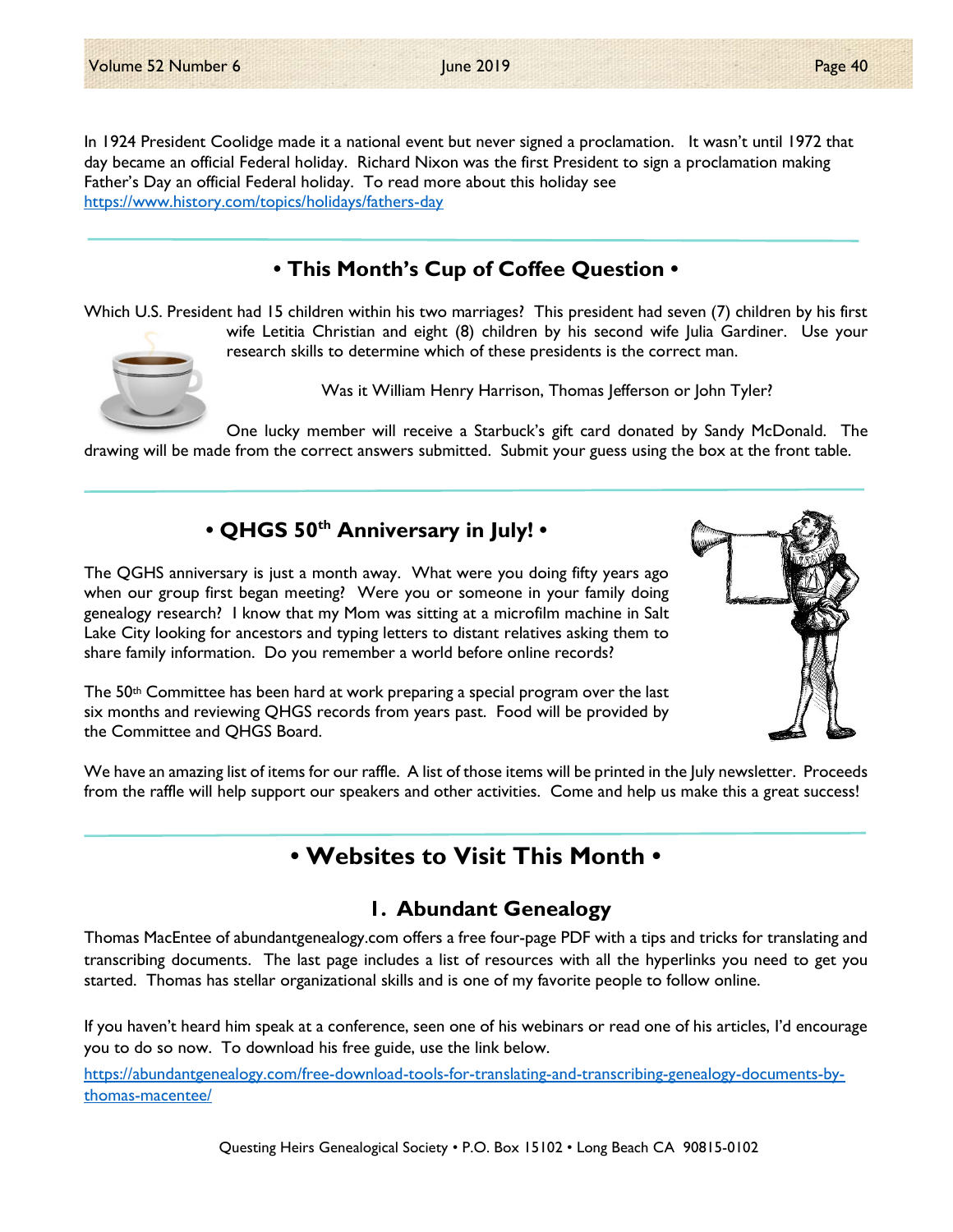In 1924 President Coolidge made it a national event but never signed a proclamation. It wasn't until 1972 that day became an official Federal holiday. Richard Nixon was the first President to sign a proclamation making Father's Day an official Federal holiday. To read more about this holiday see https://www.history.com/topics/holidays/fathers-day

## • This Month's Cup of Coffee Question •

Which U.S. President had 15 children within his two marriages? This president had seven (7) children by his first wife Letitia Christian and eight (8) children by his second wife Julia Gardiner. Use your research skills to determine which of these presidents is the correct man.

Was it William Henry Harrison, Thomas Jefferson or John Tyler?

One lucky member will receive a Starbuck's gift card donated by Sandy McDonald. The drawing will be made from the correct answers submitted. Submit your guess using the box at the front table.

## • QHGS 50th Anniversary in July! •

The QGHS anniversary is just a month away. What were you doing fifty years ago when our group first began meeting? Were you or someone in your family doing genealogy research? I know that my Mom was sitting at a microfilm machine in Salt Lake City looking for ancestors and typing letters to distant relatives asking them to share family information. Do you remember a world before online records?

The 50th Committee has been hard at work preparing a special program over the last six months and reviewing QHGS records from years past. Food will be provided by the Committee and QHGS Board.

We have an amazing list of items for our raffle. A list of those items will be printed in the July newsletter. Proceeds from the raffle will help support our speakers and other activities. Come and help us make this a great success!

## • Websites to Visit This Month •

### 1. Abundant Genealogy

Thomas MacEntee of abundantgenealogy.com offers a free four-page PDF with a tips and tricks for translating and transcribing documents. The last page includes a list of resources with all the hyperlinks you need to get you started. Thomas has stellar organizational skills and is one of my favorite people to follow online.

If you haven't heard him speak at a conference, seen one of his webinars or read one of his articles, I'd encourage you to do so now. To download his free guide, use the link below.

https://abundantgenealogy.com/free-download-tools-for-translating-and-transcribing-genealogy-documents-by-thomas-macentee/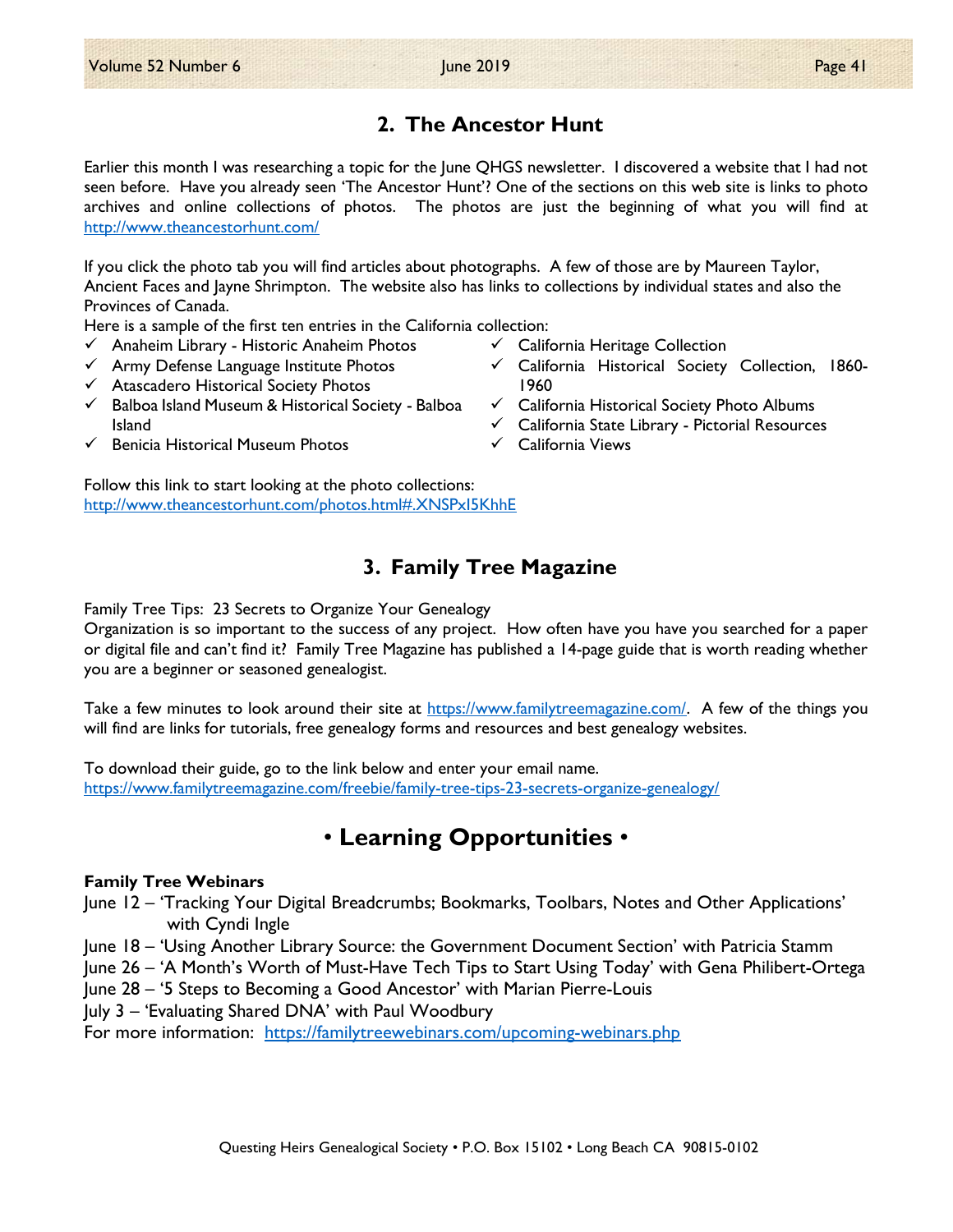## 2. The Ancestor Hunt

Earlier this month I was researching a topic for the June QHGS newsletter. I discovered a website that I had not seen before. Have you already seen 'The Ancestor Hunt'? One of the sections on this web site is links to photo archives and online collections of photos. The photos are just the beginning of what you will find at http://www.theancestorhunt.com/

If you click the photo tab you will find articles about photographs. A few of those are by Maureen Taylor, Ancient Faces and Jayne Shrimpton. The website also has links to collections by individual states and also the Provinces of Canada.

Here is a sample of the first ten entries in the California collection:

- ✓ Anaheim Library - Historic Anaheim Photos
- ✓ Army Defense Language Institute Photos
- ✓ Atascadero Historical Society Photos
- ✓ Balboa Island Museum & Historical Society - Balboa Island
- ✓ Benicia Historical Museum Photos
- ✓ California Heritage Collection
- ✓ California Historical Society Collection, 1860-1960
- ✓ California Historical Society Photo Albums
- ✓ California State Library - Pictorial Resources
- ✓ California Views

Follow this link to start looking at the photo collections:
http://www.theancestorhunt.com/photos.html#.XNSPxI5KhhE

## 3. Family Tree Magazine

Family Tree Tips: 23 Secrets to Organize Your Genealogy
Organization is so important to the success of any project. How often have you have you searched for a paper or digital file and can't find it? Family Tree Magazine has published a 14-page guide that is worth reading whether you are a beginner or seasoned genealogist.

Take a few minutes to look around their site at https://www.familytreemagazine.com/. A few of the things you will find are links for tutorials, free genealogy forms and resources and best genealogy websites.

To download their guide, go to the link below and enter your email name.
https://www.familytreemagazine.com/freebie/family-tree-tips-23-secrets-organize-genealogy/

# • Learning Opportunities •

**Family Tree Webinars**

June 12 – 'Tracking Your Digital Breadcrumbs; Bookmarks, Toolbars, Notes and Other Applications' with Cyndi Ingle
June 18 – 'Using Another Library Source: the Government Document Section' with Patricia Stamm
June 26 – 'A Month's Worth of Must-Have Tech Tips to Start Using Today' with Gena Philibert-Ortega
June 28 – '5 Steps to Becoming a Good Ancestor' with Marian Pierre-Louis
July 3 – 'Evaluating Shared DNA' with Paul Woodbury
For more information: https://familytreewebinars.com/upcoming-webinars.php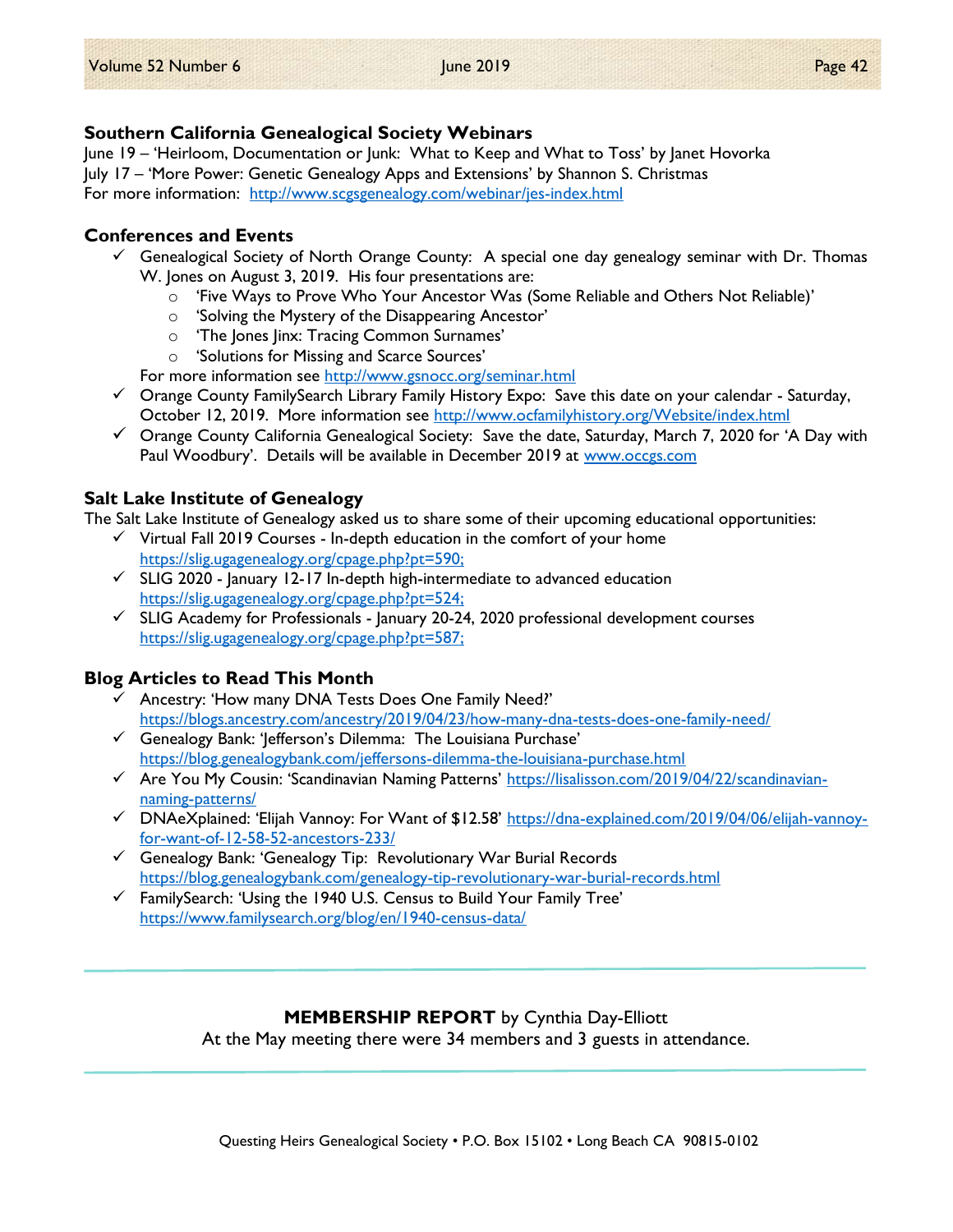## Southern California Genealogical Society Webinars

June 19 – 'Heirloom, Documentation or Junk: What to Keep and What to Toss' by Janet Hovorka
July 17 – 'More Power: Genetic Genealogy Apps and Extensions' by Shannon S. Christmas
For more information: http://www.scgsgenealogy.com/webinar/jes-index.html

## Conferences and Events

- ✓ Genealogical Society of North Orange County: A special one day genealogy seminar with Dr. Thomas W. Jones on August 3, 2019. His four presentations are:
  - 'Five Ways to Prove Who Your Ancestor Was (Some Reliable and Others Not Reliable)'
  - 'Solving the Mystery of the Disappearing Ancestor'
  - 'The Jones Jinx: Tracing Common Surnames'
  - 'Solutions for Missing and Scarce Sources'

  For more information see http://www.gsnocc.org/seminar.html
- ✓ Orange County FamilySearch Library Family History Expo: Save this date on your calendar - Saturday, October 12, 2019. More information see http://www.ocfamilyhistory.org/Website/index.html
- ✓ Orange County California Genealogical Society: Save the date, Saturday, March 7, 2020 for 'A Day with Paul Woodbury'. Details will be available in December 2019 at www.occgs.com

## Salt Lake Institute of Genealogy

The Salt Lake Institute of Genealogy asked us to share some of their upcoming educational opportunities:

- ✓ Virtual Fall 2019 Courses - In-depth education in the comfort of your home https://slig.ugagenealogy.org/cpage.php?pt=590;
- ✓ SLIG 2020 - January 12-17 In-depth high-intermediate to advanced education https://slig.ugagenealogy.org/cpage.php?pt=524;
- ✓ SLIG Academy for Professionals - January 20-24, 2020 professional development courses https://slig.ugagenealogy.org/cpage.php?pt=587;

## Blog Articles to Read This Month

- ✓ Ancestry: 'How many DNA Tests Does One Family Need?' https://blogs.ancestry.com/ancestry/2019/04/23/how-many-dna-tests-does-one-family-need/
- ✓ Genealogy Bank: 'Jefferson's Dilemma: The Louisiana Purchase' https://blog.genealogybank.com/jeffersons-dilemma-the-louisiana-purchase.html
- ✓ Are You My Cousin: 'Scandinavian Naming Patterns' https://lisalisson.com/2019/04/22/scandinavian-naming-patterns/
- ✓ DNAeXplained: 'Elijah Vannoy: For Want of $12.58' https://dna-explained.com/2019/04/06/elijah-vannoy-for-want-of-12-58-52-ancestors-233/
- ✓ Genealogy Bank: 'Genealogy Tip: Revolutionary War Burial Records https://blog.genealogybank.com/genealogy-tip-revolutionary-war-burial-records.html
- ✓ FamilySearch: 'Using the 1940 U.S. Census to Build Your Family Tree' https://www.familysearch.org/blog/en/1940-census-data/

---

**MEMBERSHIP REPORT** by Cynthia Day-Elliott

At the May meeting there were 34 members and 3 guests in attendance.

---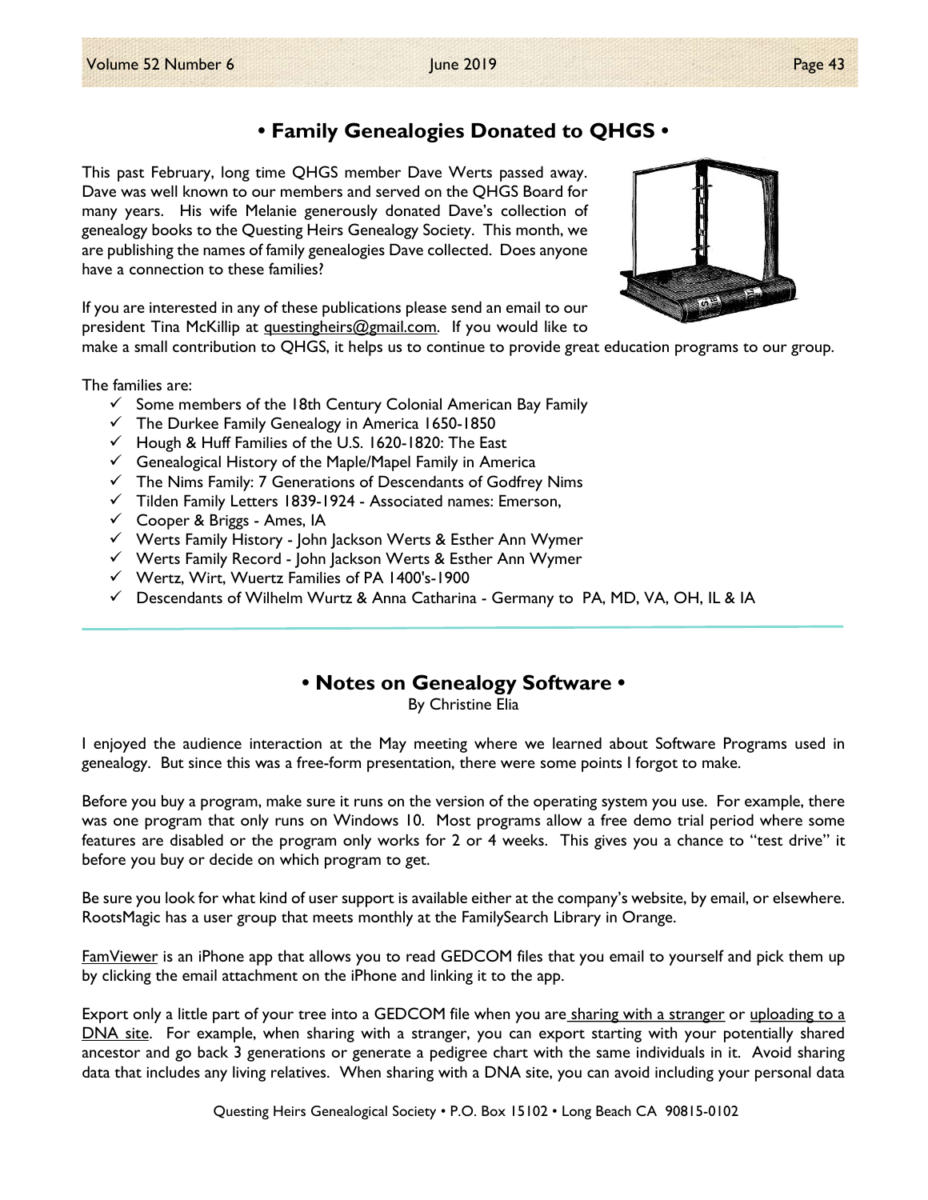## • Family Genealogies Donated to QHGS •

This past February, long time QHGS member Dave Werts passed away. Dave was well known to our members and served on the QHGS Board for many years. His wife Melanie generously donated Dave's collection of genealogy books to the Questing Heirs Genealogy Society. This month, we are publishing the names of family genealogies Dave collected. Does anyone have a connection to these families?

If you are interested in any of these publications please send an email to our president Tina McKillip at questingheirs@gmail.com. If you would like to make a small contribution to QHGS, it helps us to continue to provide great education programs to our group.

The families are:

- ✓ Some members of the 18th Century Colonial American Bay Family
- ✓ The Durkee Family Genealogy in America 1650-1850
- ✓ Hough & Huff Families of the U.S. 1620-1820: The East
- ✓ Genealogical History of the Maple/Mapel Family in America
- ✓ The Nims Family: 7 Generations of Descendants of Godfrey Nims
- ✓ Tilden Family Letters 1839-1924 - Associated names: Emerson,
- ✓ Cooper & Briggs - Ames, IA
- ✓ Werts Family History - John Jackson Werts & Esther Ann Wymer
- ✓ Werts Family Record - John Jackson Werts & Esther Ann Wymer
- ✓ Wertz, Wirt, Wuertz Families of PA 1400's-1900
- ✓ Descendants of Wilhelm Wurtz & Anna Catharina - Germany to PA, MD, VA, OH, IL & IA

---

## • Notes on Genealogy Software •

By Christine Elia

I enjoyed the audience interaction at the May meeting where we learned about Software Programs used in genealogy. But since this was a free-form presentation, there were some points I forgot to make.

Before you buy a program, make sure it runs on the version of the operating system you use. For example, there was one program that only runs on Windows 10. Most programs allow a free demo trial period where some features are disabled or the program only works for 2 or 4 weeks. This gives you a chance to "test drive" it before you buy or decide on which program to get.

Be sure you look for what kind of user support is available either at the company's website, by email, or elsewhere. RootsMagic has a user group that meets monthly at the FamilySearch Library in Orange.

FamViewer is an iPhone app that allows you to read GEDCOM files that you email to yourself and pick them up by clicking the email attachment on the iPhone and linking it to the app.

Export only a little part of your tree into a GEDCOM file when you are sharing with a stranger or uploading to a DNA site. For example, when sharing with a stranger, you can export starting with your potentially shared ancestor and go back 3 generations or generate a pedigree chart with the same individuals in it. Avoid sharing data that includes any living relatives. When sharing with a DNA site, you can avoid including your personal data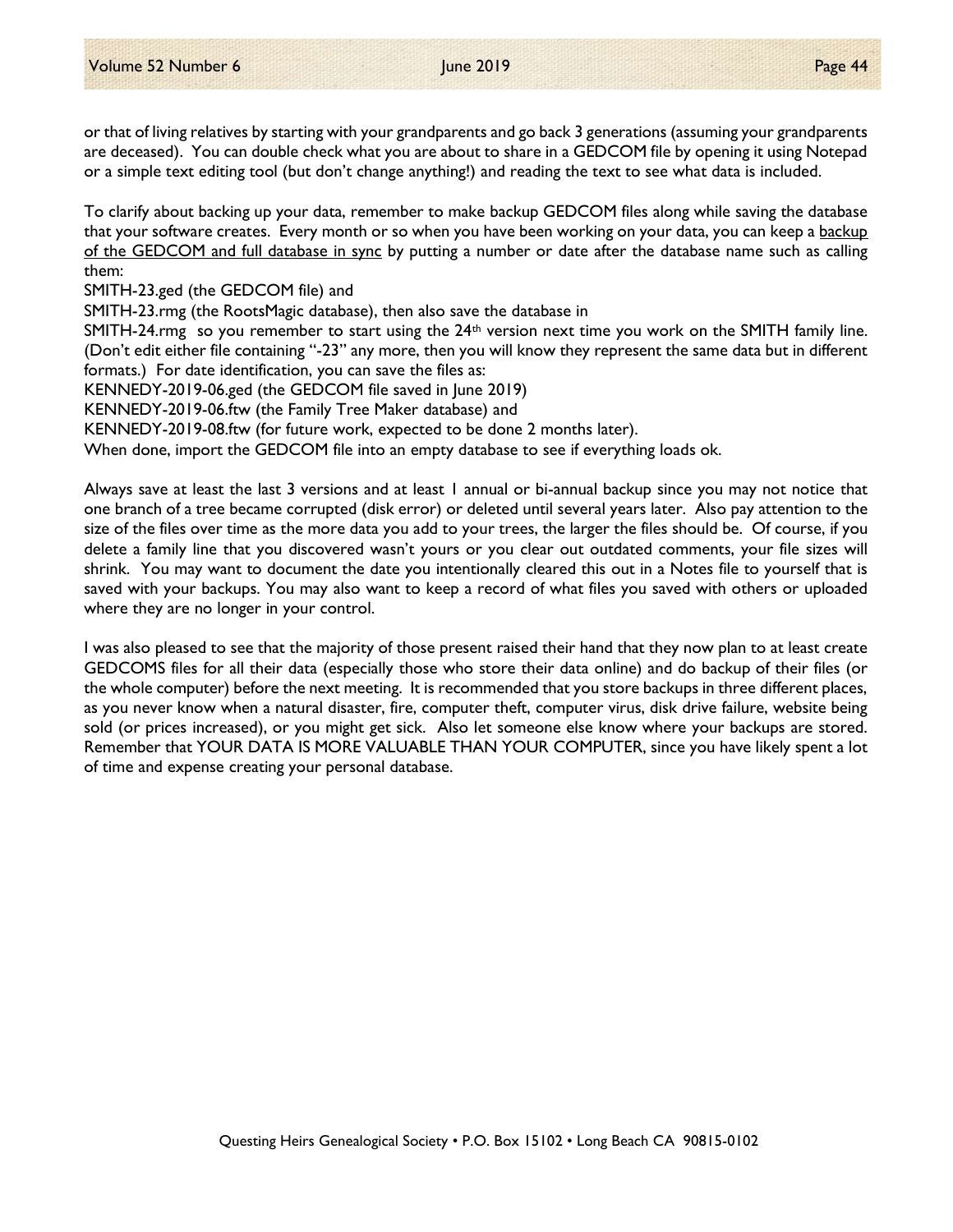or that of living relatives by starting with your grandparents and go back 3 generations (assuming your grandparents are deceased). You can double check what you are about to share in a GEDCOM file by opening it using Notepad or a simple text editing tool (but don't change anything!) and reading the text to see what data is included.

To clarify about backing up your data, remember to make backup GEDCOM files along while saving the database that your software creates. Every month or so when you have been working on your data, you can keep a <u>backup of the GEDCOM and full database in sync</u> by putting a number or date after the database name such as calling them:

SMITH-23.ged (the GEDCOM file) and

SMITH-23.rmg (the RootsMagic database), then also save the database in

SMITH-24.rmg so you remember to start using the 24th version next time you work on the SMITH family line. (Don't edit either file containing "-23" any more, then you will know they represent the same data but in different formats.) For date identification, you can save the files as:

KENNEDY-2019-06.ged (the GEDCOM file saved in June 2019)

KENNEDY-2019-06.ftw (the Family Tree Maker database) and

KENNEDY-2019-08.ftw (for future work, expected to be done 2 months later).

When done, import the GEDCOM file into an empty database to see if everything loads ok.

Always save at least the last 3 versions and at least 1 annual or bi-annual backup since you may not notice that one branch of a tree became corrupted (disk error) or deleted until several years later. Also pay attention to the size of the files over time as the more data you add to your trees, the larger the files should be. Of course, if you delete a family line that you discovered wasn't yours or you clear out outdated comments, your file sizes will shrink. You may want to document the date you intentionally cleared this out in a Notes file to yourself that is saved with your backups. You may also want to keep a record of what files you saved with others or uploaded where they are no longer in your control.

I was also pleased to see that the majority of those present raised their hand that they now plan to at least create GEDCOMS files for all their data (especially those who store their data online) and do backup of their files (or the whole computer) before the next meeting. It is recommended that you store backups in three different places, as you never know when a natural disaster, fire, computer theft, computer virus, disk drive failure, website being sold (or prices increased), or you might get sick. Also let someone else know where your backups are stored. Remember that YOUR DATA IS MORE VALUABLE THAN YOUR COMPUTER, since you have likely spent a lot of time and expense creating your personal database.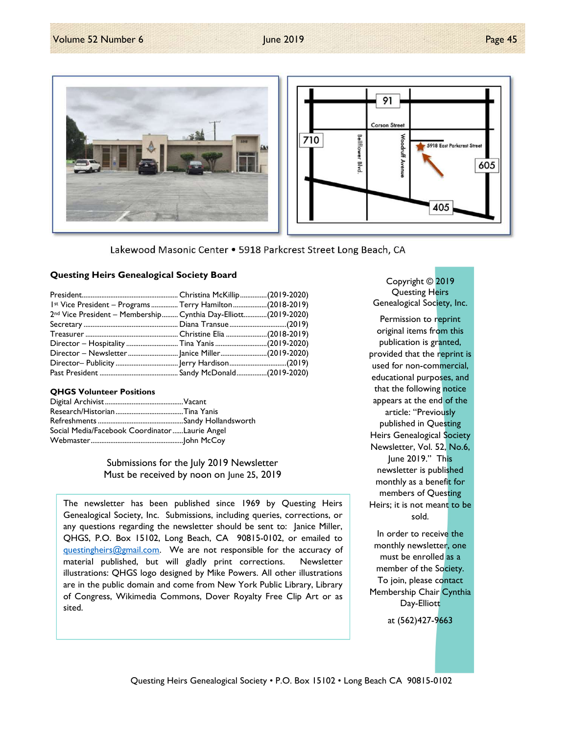Lakewood Masonic Center • 5918 Parkcrest Street Long Beach, CA

### Questing Heirs Genealogical Society Board

| | | |
|---|---|---|
| President | Christina McKillip | (2019-2020) |
| 1st Vice President – Programs | Terry Hamilton | (2018-2019) |
| 2nd Vice President – Membership | Cynthia Day-Elliott | (2019-2020) |
| Secretary | Diana Transue | (2019) |
| Treasurer | Christine Elia | (2018-2019) |
| Director – Hospitality | Tina Yanis | (2019-2020) |
| Director – Newsletter | Janice Miller | (2019-2020) |
| Director– Publicity | Jerry Hardison | (2019) |
| Past President | Sandy McDonald | (2019-2020) |

### QHGS Volunteer Positions

| | |
|---|---|
| Digital Archivist | Vacant |
| Research/Historian | Tina Yanis |
| Refreshments | Sandy Hollandsworth |
| Social Media/Facebook Coordinator | Laurie Angel |
| Webmaster | John McCoy |

Submissions for the July 2019 Newsletter
Must be received by noon on June 25, 2019

The newsletter has been published since 1969 by Questing Heirs Genealogical Society, Inc. Submissions, including queries, corrections, or any questions regarding the newsletter should be sent to: Janice Miller, QHGS, P.O. Box 15102, Long Beach, CA 90815-0102, or emailed to questingheirs@gmail.com. We are not responsible for the accuracy of material published, but will gladly print corrections. Newsletter illustrations: QHGS logo designed by Mike Powers. All other illustrations are in the public domain and come from New York Public Library, Library of Congress, Wikimedia Commons, Dover Royalty Free Clip Art or as sited.

Copyright © 2019 Questing Heirs Genealogical Society, Inc.

Permission to reprint original items from this publication is granted, provided that the reprint is used for non-commercial, educational purposes, and that the following notice appears at the end of the article: "Previously published in Questing Heirs Genealogical Society Newsletter, Vol. 52, No.6, June 2019." This newsletter is published monthly as a benefit for members of Questing Heirs; it is not meant to be sold.

In order to receive the monthly newsletter, one must be enrolled as a member of the Society. To join, please contact Membership Chair Cynthia Day-Elliott

at (562)427-9663

Questing Heirs Genealogical Society • P.O. Box 15102 • Long Beach CA 90815-0102